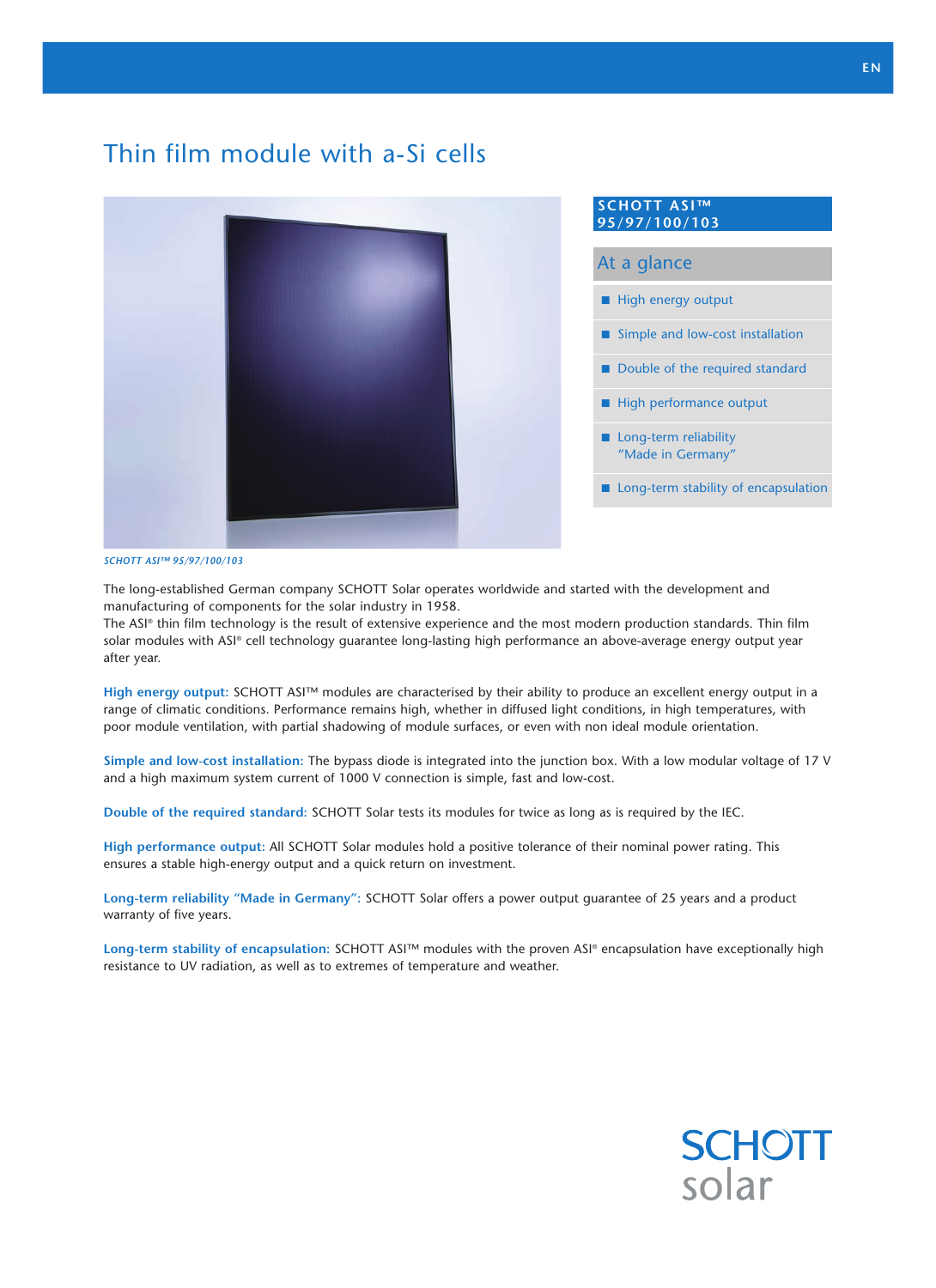EN

# Thin film module with a-Si cells

## SCHOTT ASI™ 95/97/100/103

### At a glance

- High energy output
- Simple and low-cost installation
- Double of the required standard
- High performance output
- Long-term reliability "Made in Germany"
- Long-term stability of encapsulation

*SCHOTT ASI™ 95/97/100/103*

The long-established German company SCHOTT Solar operates worldwide and started with the development and manufacturing of components for the solar industry in 1958.
The ASI® thin film technology is the result of extensive experience and the most modern production standards. Thin film solar modules with ASI® cell technology guarantee long-lasting high performance an above-average energy output year after year.

**High energy output:** SCHOTT ASI™ modules are characterised by their ability to produce an excellent energy output in a range of climatic conditions. Performance remains high, whether in diffused light conditions, in high temperatures, with poor module ventilation, with partial shadowing of module surfaces, or even with non ideal module orientation.

**Simple and low-cost installation:** The bypass diode is integrated into the junction box. With a low modular voltage of 17 V and a high maximum system current of 1000 V connection is simple, fast and low-cost.

**Double of the required standard:** SCHOTT Solar tests its modules for twice as long as is required by the IEC.

**High performance output:** All SCHOTT Solar modules hold a positive tolerance of their nominal power rating. This ensures a stable high-energy output and a quick return on investment.

**Long-term reliability "Made in Germany":** SCHOTT Solar offers a power output guarantee of 25 years and a product warranty of five years.

**Long-term stability of encapsulation:** SCHOTT ASI™ modules with the proven ASI® encapsulation have exceptionally high resistance to UV radiation, as well as to extremes of temperature and weather.

SCHOTT solar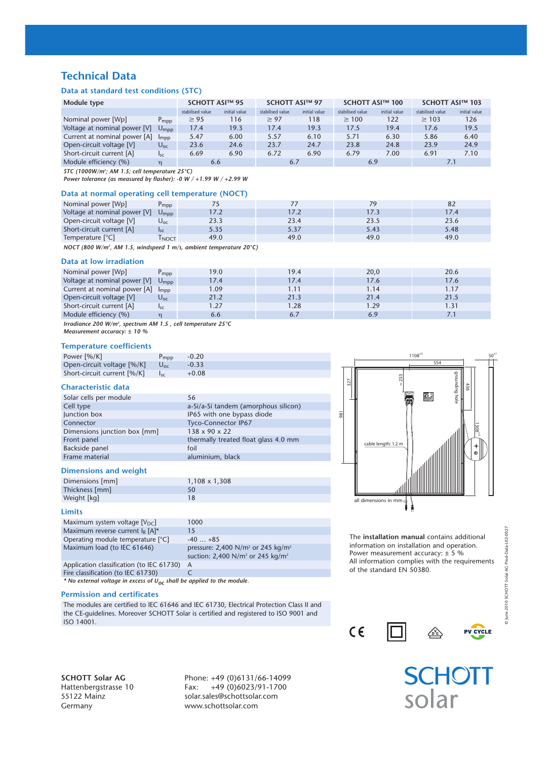# Technical Data

## Data at standard test conditions (STC)

| Module type | | SCHOTT ASI™ 95 | | SCHOTT ASI™ 97 | | SCHOTT ASI™ 100 | | SCHOTT ASI™ 103 | |
|---|---|---|---|---|---|---|---|---|---|
| | | stabilised value | initial value | stabilised value | initial value | stabilised value | initial value | stabilised value | initial value |
| Nominal power [Wp] | $P_{mpp}$ | ≥ 95 | 116 | ≥ 97 | 118 | ≥ 100 | 122 | ≥ 103 | 126 |
| Voltage at nominal power [V] | $U_{mpp}$ | 17.4 | 19.3 | 17.4 | 19.3 | 17.5 | 19.4 | 17.6 | 19.5 |
| Current at nominal power [A] | $I_{mpp}$ | 5.47 | 6.00 | 5.57 | 6.10 | 5.71 | 6.30 | 5.86 | 6.40 |
| Open-circuit voltage [V] | $U_{oc}$ | 23.6 | 24.6 | 23.7 | 24.7 | 23.8 | 24.8 | 23.9 | 24.9 |
| Short-circuit current [A] | $I_{sc}$ | 6.69 | 6.90 | 6.72 | 6.90 | 6.79 | 7.00 | 6.91 | 7.10 |
| Module efficiency (%) | $\eta$ | 6.6 | | 6.7 | | 6.9 | | 7.1 | |

*STC (1000W/m²; AM 1.5; cell temperature 25°C)*
*Power tolerance (as measured by flasher): -0 W / +1.99 W / +2.99 W*

## Data at normal operating cell temperature (NOCT)

| | | | | | |
|---|---|---|---|---|---|
| Nominal power [Wp] | $P_{mpp}$ | 75 | 77 | 79 | 82 |
| Voltage at nominal power [V] | $U_{mpp}$ | 17.2 | 17.2 | 17.3 | 17.4 |
| Open-circuit voltage [V] | $U_{oc}$ | 23.3 | 23.4 | 23.5 | 23.6 |
| Short-circuit current [A] | $I_{sc}$ | 5.35 | 5.37 | 5.43 | 5.48 |
| Temperature [°C] | $T_{NOCT}$ | 49.0 | 49.0 | 49.0 | 49.0 |

*NOCT (800 W/m², AM 1.5, windspeed 1 m/s, ambient temperature 20°C)*

## Data at low irradiation

| | | | | | |
|---|---|---|---|---|---|
| Nominal power [Wp] | $P_{mpp}$ | 19.0 | 19.4 | 20,0 | 20.6 |
| Voltage at nominal power [V] | $U_{mpp}$ | 17.4 | 17.4 | 17.6 | 17.6 |
| Current at nominal power [A] | $I_{mpp}$ | 1.09 | 1.11 | 1.14 | 1.17 |
| Open-circuit voltage [V] | $U_{oc}$ | 21.2 | 21.3 | 21.4 | 21.5 |
| Short-circuit current [A] | $I_{sc}$ | 1.27 | 1.28 | 1.29 | 1.31 |
| Module efficiency (%) | $\eta$ | 6.6 | 6.7 | 6.9 | 7.1 |

*Irradiance 200 W/m², spectrum AM 1.5 , cell temperature 25°C*
*Measurement accuracy: ± 10 %*

## Temperature coefficients

| | | |
|---|---|---|
| Power [%/K] | $P_{mpp}$ | -0.20 |
| Open-circuit voltage [%/K] | $U_{oc}$ | -0.33 |
| Short-circuit current [%/K] | $I_{sc}$ | +0.08 |

## Characteristic data

| | |
|---|---|
| Solar cells per module | 56 |
| Cell type | a-Si/a-Si tandem (amorphous silicon) |
| Junction box | IP65 with one bypass diode |
| Connector | Tyco-Connector IP67 |
| Dimensions junction box [mm] | 138 x 90 x 22 |
| Front panel | thermally treated float glass 4.0 mm |
| Backside panel | foil |
| Frame material | aluminium, black |

## Dimensions and weight

| | |
|---|---|
| Dimensions [mm] | 1,108 x 1,308 |
| Thickness [mm] | 50 |
| Weight [kg] | 18 |

## Limits

| | |
|---|---|
| Maximum system voltage [$V_{DC}$] | 1000 |
| Maximum reverse current $I_R$ [A]* | 15 |
| Operating module temperature [°C] | -40 … +85 |
| Maximum load (to IEC 61646) | pressure: 2,400 N/m² or 245 kg/m² suction: 2,400 N/m² or 245 kg/m² |
| Application classification (to IEC 61730) | A |
| Fire classification (to IEC 61730) | C |

*\* No external voltage in excess of $U_{OC}$ shall be applied to the module.*

## Permission and certificates

The modules are certified to IEC 61646 and IEC 61730, Electrical Protection Class II and the CE-guidelines. Moreover SCHOTT Solar is certified and registered to ISO 9001 and ISO 14001.

1108±3
554
50±1
327
≈ 253
grounding hole
436
981
1308±3
cable length: 1.2 m
all dimensions in mm

The **installation manual** contains additional information on installation and operation.
Power measurement accuracy: ± 5 %
All information complies with the requirements of the standard EN 50380.

© June 2010 SCHOTT Solar AG Prod-Data-L02-0027

**SCHOTT Solar AG**
Hattenbergstrasse 10
55122 Mainz
Germany

Phone: +49 (0)6131/66-14099
Fax: +49 (0)6023/91-1700
solar.sales@schottsolar.com
www.schottsolar.com

SCHOTT solar